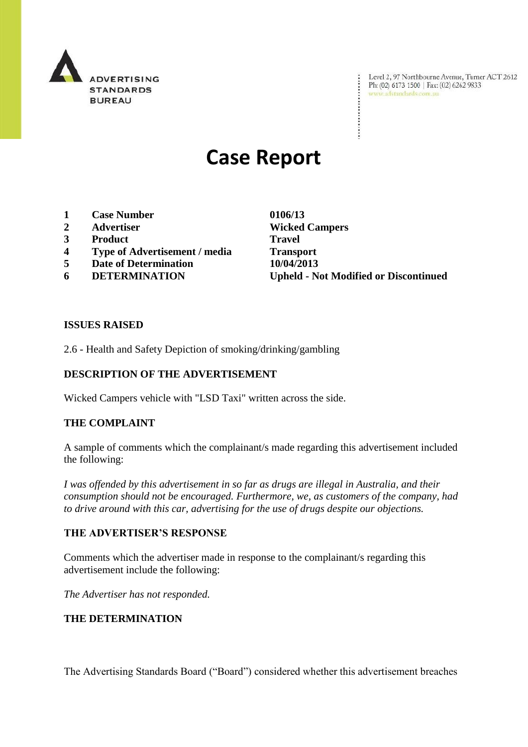ADVERTISING STANDARDS BUREAU

Level 2, 97 Northbourne Avenue, Turner ACT 2612
Ph: (02) 6173 1500 | Fax: (02) 6262 9833
www.adstandards.com.au

# Case Report

| | | |
|---|---|---|
| **1** | **Case Number** | **0106/13** |
| **2** | **Advertiser** | **Wicked Campers** |
| **3** | **Product** | **Travel** |
| **4** | **Type of Advertisement / media** | **Transport** |
| **5** | **Date of Determination** | **10/04/2013** |
| **6** | **DETERMINATION** | **Upheld - Not Modified or Discontinued** |

**ISSUES RAISED**

2.6 - Health and Safety Depiction of smoking/drinking/gambling

**DESCRIPTION OF THE ADVERTISEMENT**

Wicked Campers vehicle with "LSD Taxi" written across the side.

**THE COMPLAINT**

A sample of comments which the complainant/s made regarding this advertisement included the following:

*I was offended by this advertisement in so far as drugs are illegal in Australia, and their consumption should not be encouraged. Furthermore, we, as customers of the company, had to drive around with this car, advertising for the use of drugs despite our objections.*

**THE ADVERTISER'S RESPONSE**

Comments which the advertiser made in response to the complainant/s regarding this advertisement include the following:

*The Advertiser has not responded.*

**THE DETERMINATION**

The Advertising Standards Board ("Board") considered whether this advertisement breaches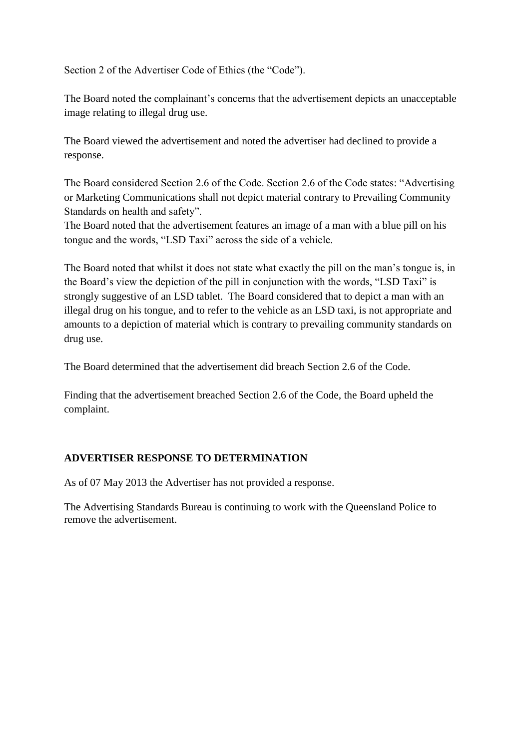Section 2 of the Advertiser Code of Ethics (the "Code").

The Board noted the complainant's concerns that the advertisement depicts an unacceptable image relating to illegal drug use.

The Board viewed the advertisement and noted the advertiser had declined to provide a response.

The Board considered Section 2.6 of the Code. Section 2.6 of the Code states: "Advertising or Marketing Communications shall not depict material contrary to Prevailing Community Standards on health and safety".
The Board noted that the advertisement features an image of a man with a blue pill on his tongue and the words, "LSD Taxi" across the side of a vehicle.

The Board noted that whilst it does not state what exactly the pill on the man's tongue is, in the Board's view the depiction of the pill in conjunction with the words, "LSD Taxi" is strongly suggestive of an LSD tablet. The Board considered that to depict a man with an illegal drug on his tongue, and to refer to the vehicle as an LSD taxi, is not appropriate and amounts to a depiction of material which is contrary to prevailing community standards on drug use.

The Board determined that the advertisement did breach Section 2.6 of the Code.

Finding that the advertisement breached Section 2.6 of the Code, the Board upheld the complaint.

**ADVERTISER RESPONSE TO DETERMINATION**

As of 07 May 2013 the Advertiser has not provided a response.

The Advertising Standards Bureau is continuing to work with the Queensland Police to remove the advertisement.